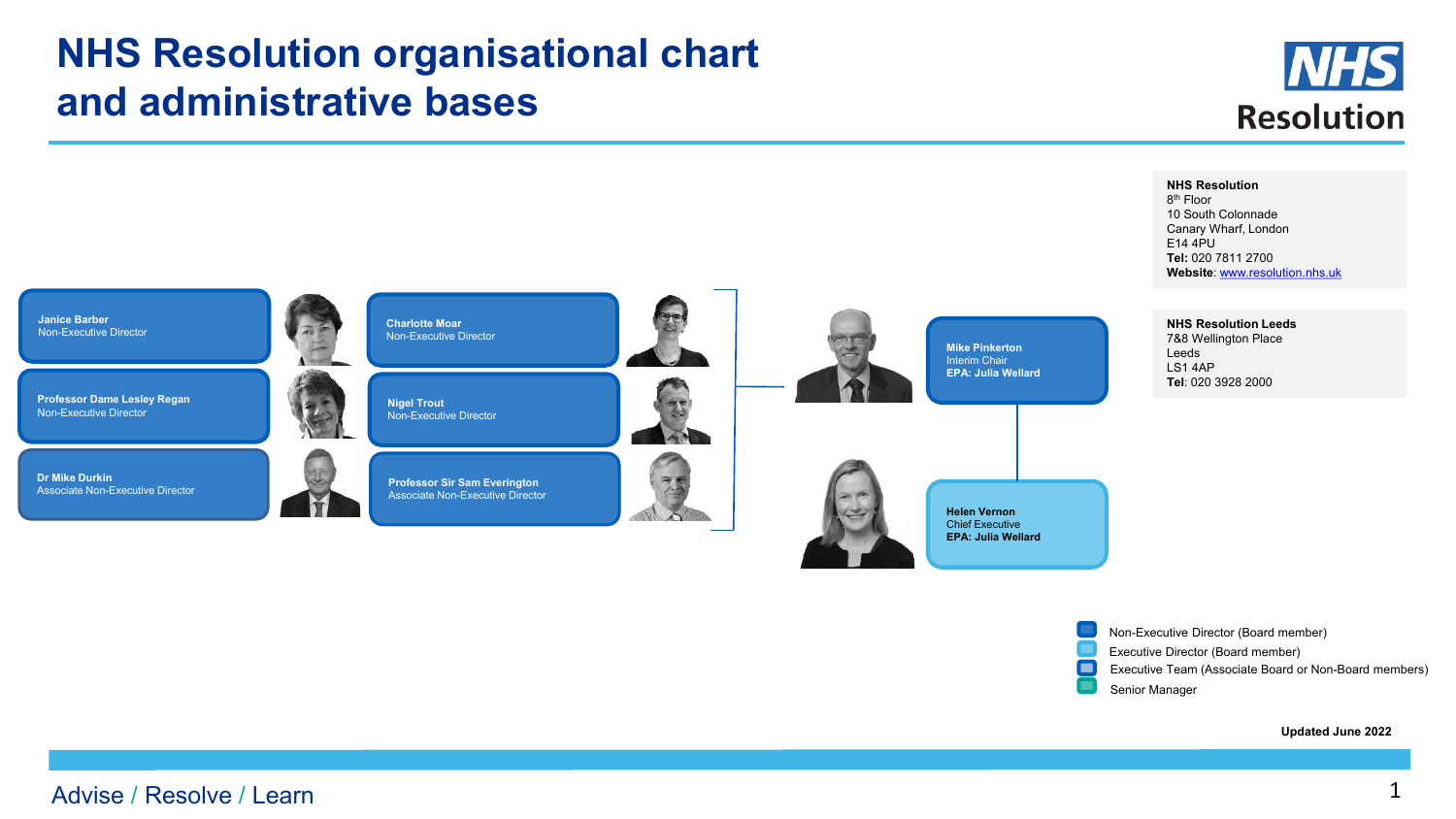# NHS Resolution organisational chart and administrative bases

**NHS Resolution**
8th Floor
10 South Colonnade
Canary Wharf, London
E14 4PU
**Tel:** 020 7811 2700
**Website**: www.resolution.nhs.uk

**NHS Resolution Leeds**
7&8 Wellington Place
Leeds
LS1 4AP
**Tel**: 020 3928 2000

**Janice Barber**
Non-Executive Director

**Professor Dame Lesley Regan**
Non-Executive Director

**Dr Mike Durkin**
Associate Non-Executive Director

**Charlotte Moar**
Non-Executive Director

**Nigel Trout**
Non-Executive Director

**Professor Sir Sam Everington**
Associate Non-Executive Director

**Mike Pinkerton**
Interim Chair
**EPA: Julia Wellard**

**Helen Vernon**
Chief Executive
**EPA: Julia Wellard**

- Non-Executive Director (Board member)
- Executive Director (Board member)
- Executive Team (Associate Board or Non-Board members)
- Senior Manager

**Updated June 2022**

Advise / Resolve / Learn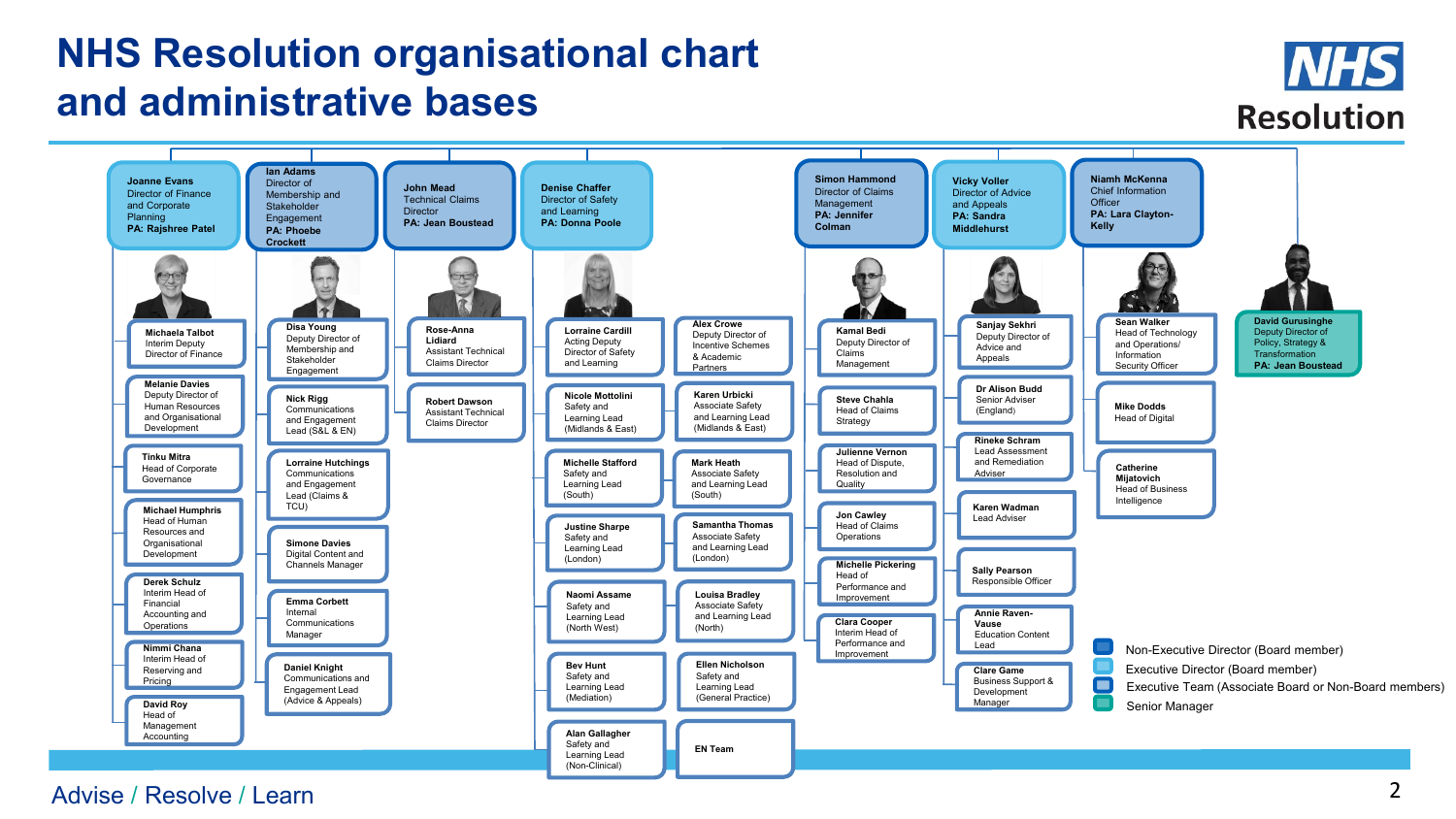# NHS Resolution organisational chart and administrative bases

NHS Resolution

**Joanne Evans**
Director of Finance and Corporate Planning
**PA: Rajshree Patel**

- **Michaela Talbot** – Interim Deputy Director of Finance
- **Melanie Davies** – Deputy Director of Human Resources and Organisational Development
- **Tinku Mitra** – Head of Corporate Governance
- **Michael Humphris** – Head of Human Resources and Organisational Development
- **Derek Schulz** – Interim Head of Financial Accounting and Operations
- **Nimmi Chana** – Interim Head of Reserving and Pricing
- **David Roy** – Head of Management Accounting

**Ian Adams**
Director of Membership and Stakeholder Engagement
**PA: Phoebe Crockett**

- **Disa Young** – Deputy Director of Membership and Stakeholder Engagement
- **Nick Rigg** – Communications and Engagement Lead (S&L & EN)
- **Lorraine Hutchings** – Communications and Engagement Lead (Claims & TCU)
- **Simone Davies** – Digital Content and Channels Manager
- **Emma Corbett** – Internal Communications Manager
- **Daniel Knight** – Communications and Engagement Lead (Advice & Appeals)

**John Mead**
Technical Claims Director
**PA: Jean Boustead**

- **Rose-Anna Lidiard** – Assistant Technical Claims Director
- **Robert Dawson** – Assistant Technical Claims Director

**Denise Chaffer**
Director of Safety and Learning
**PA: Donna Poole**

- **Lorraine Cardill** – Acting Deputy Director of Safety and Learning
- **Alex Crowe** – Deputy Director of Incentive Schemes & Academic Partners
- **Nicole Mottolini** – Safety and Learning Lead (Midlands & East)
- **Karen Urbicki** – Associate Safety and Learning Lead (Midlands & East)
- **Michelle Stafford** – Safety and Learning Lead (South)
- **Mark Heath** – Associate Safety and Learning Lead (South)
- **Justine Sharpe** – Safety and Learning Lead (London)
- **Samantha Thomas** – Associate Safety and Learning Lead (London)
- **Naomi Assame** – Safety and Learning Lead (North West)
- **Louisa Bradley** – Associate Safety and Learning Lead (North)
- **Bev Hunt** – Safety and Learning Lead (Mediation)
- **Ellen Nicholson** – Safety and Learning Lead (General Practice)
- **Alan Gallagher** – Safety and Learning Lead (Non-Clinical)
- **EN Team**

**Simon Hammond**
Director of Claims Management
**PA: Jennifer Colman**

- **Kamal Bedi** – Deputy Director of Claims Management
- **Steve Chahla** – Head of Claims Strategy
- **Julienne Vernon** – Head of Dispute, Resolution and Quality
- **Jon Cawley** – Head of Claims Operations
- **Michelle Pickering** – Head of Performance and Improvement
- **Clara Cooper** – Interim Head of Performance and Improvement

**Vicky Voller**
Director of Advice and Appeals
**PA: Sandra Middlehurst**

- **Sanjay Sekhri** – Deputy Director of Advice and Appeals
- **Dr Alison Budd** – Senior Adviser (England)
- **Rineke Schram** – Lead Assessment and Remediation Adviser
- **Karen Wadman** – Lead Adviser
- **Sally Pearson** – Responsible Officer
- **Annie Raven-Vause** – Education Content Lead
- **Clare Game** – Business Support & Development Manager

**Niamh McKenna**
Chief Information Officer
**PA: Lara Clayton-Kelly**

- **Sean Walker** – Head of Technology and Operations/ Information Security Officer
- **Mike Dodds** – Head of Digital
- **Catherine Mijatovich** – Head of Business Intelligence

**David Gurusinghe**
Deputy Director of Policy, Strategy & Transformation
**PA: Jean Boustead**

Key:
- Non-Executive Director (Board member)
- Executive Director (Board member)
- Executive Team (Associate Board or Non-Board members)
- Senior Manager

Advise / Resolve / Learn